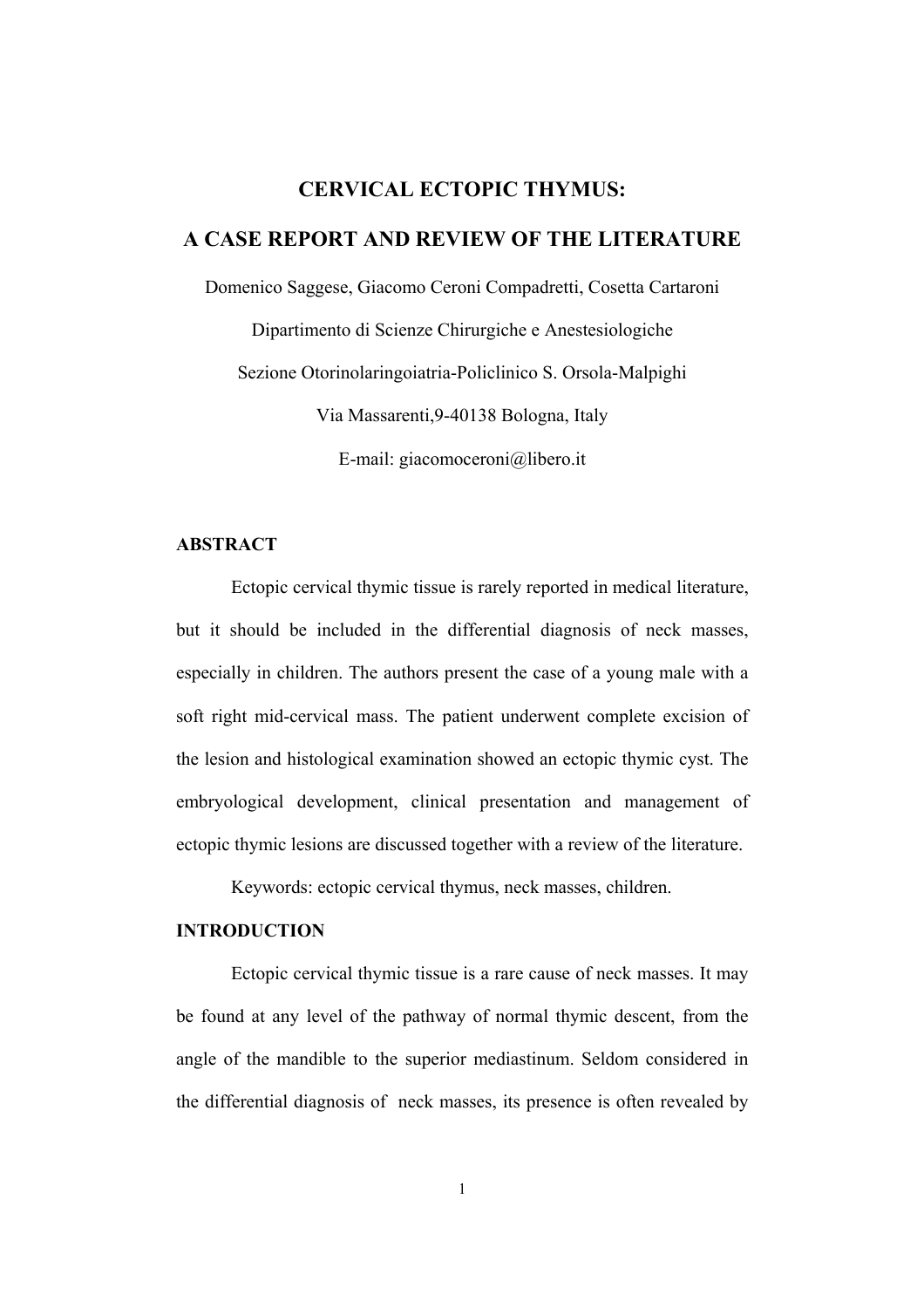# CERVICAL ECTOPIC THYMUS:

# A CASE REPORT AND REVIEW OF THE LITERATURE

Domenico Saggese, Giacomo Ceroni Compadretti, Cosetta Cartaroni

Dipartimento di Scienze Chirurgiche e Anestesiologiche

Sezione Otorinolaringoiatria-Policlinico S. Orsola-Malpighi

Via Massarenti,9-40138 Bologna, Italy

E-mail: giacomoceroni@libero.it

## ABSTRACT

Ectopic cervical thymic tissue is rarely reported in medical literature, but it should be included in the differential diagnosis of neck masses, especially in children. The authors present the case of a young male with a soft right mid-cervical mass. The patient underwent complete excision of the lesion and histological examination showed an ectopic thymic cyst. The embryological development, clinical presentation and management of ectopic thymic lesions are discussed together with a review of the literature.

Keywords: ectopic cervical thymus, neck masses, children.

## INTRODUCTION

Ectopic cervical thymic tissue is a rare cause of neck masses. It may be found at any level of the pathway of normal thymic descent, from the angle of the mandible to the superior mediastinum. Seldom considered in the differential diagnosis of neck masses, its presence is often revealed by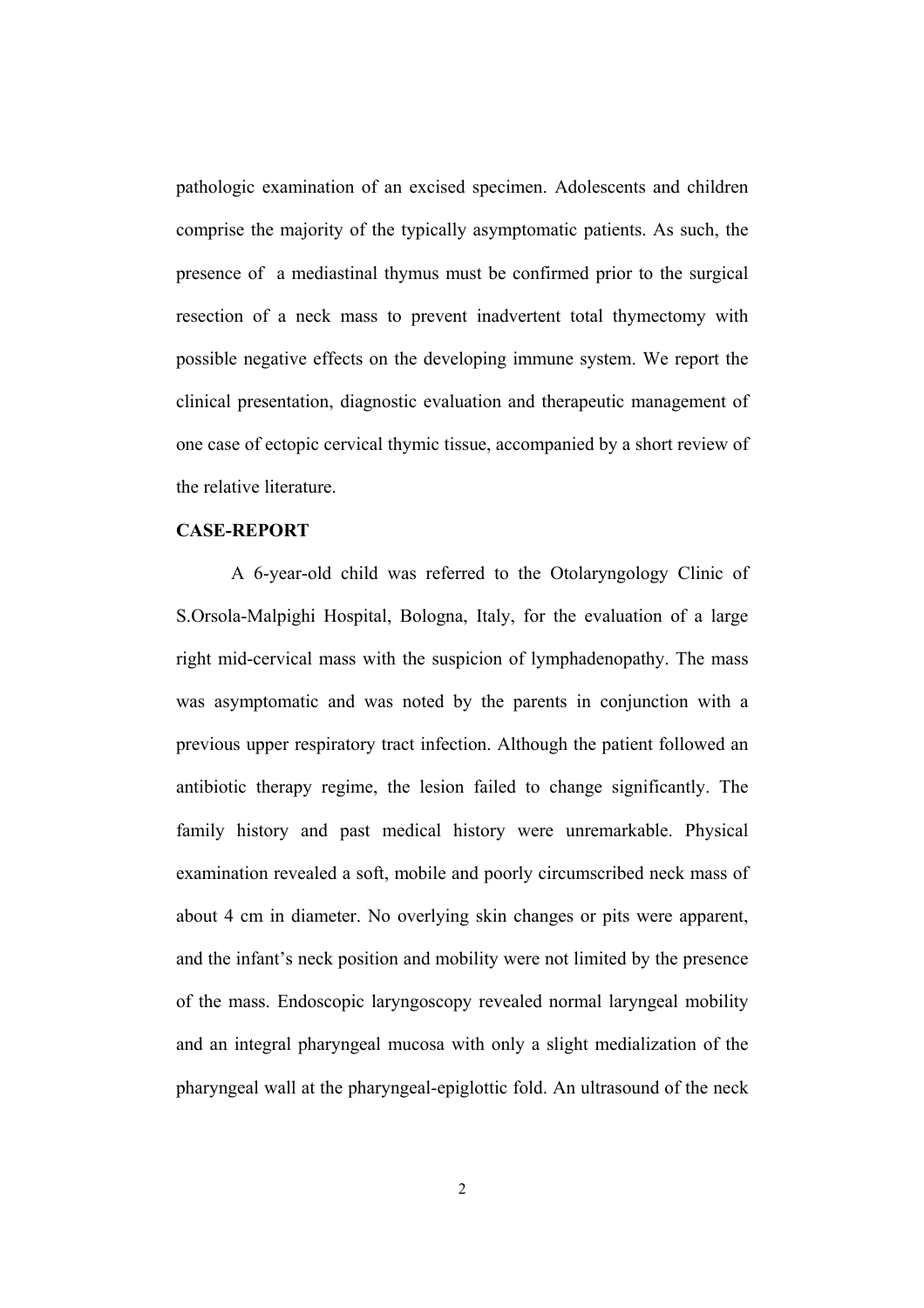pathologic examination of an excised specimen. Adolescents and children comprise the majority of the typically asymptomatic patients. As such, the presence of a mediastinal thymus must be confirmed prior to the surgical resection of a neck mass to prevent inadvertent total thymectomy with possible negative effects on the developing immune system. We report the clinical presentation, diagnostic evaluation and therapeutic management of one case of ectopic cervical thymic tissue, accompanied by a short review of the relative literature.

**CASE-REPORT**

A 6-year-old child was referred to the Otolaryngology Clinic of S.Orsola-Malpighi Hospital, Bologna, Italy, for the evaluation of a large right mid-cervical mass with the suspicion of lymphadenopathy. The mass was asymptomatic and was noted by the parents in conjunction with a previous upper respiratory tract infection. Although the patient followed an antibiotic therapy regime, the lesion failed to change significantly. The family history and past medical history were unremarkable. Physical examination revealed a soft, mobile and poorly circumscribed neck mass of about 4 cm in diameter. No overlying skin changes or pits were apparent, and the infant's neck position and mobility were not limited by the presence of the mass. Endoscopic laryngoscopy revealed normal laryngeal mobility and an integral pharyngeal mucosa with only a slight medialization of the pharyngeal wall at the pharyngeal-epiglottic fold. An ultrasound of the neck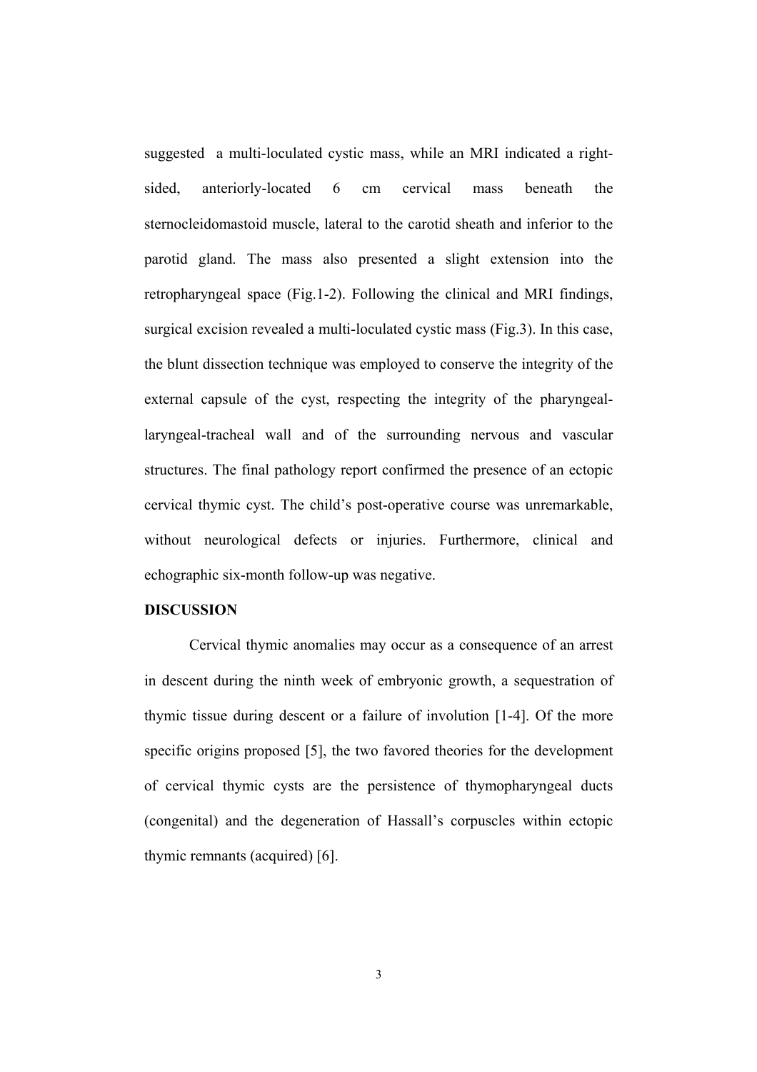suggested a multi-loculated cystic mass, while an MRI indicated a right-sided, anteriorly-located 6 cm cervical mass beneath the sternocleidomastoid muscle, lateral to the carotid sheath and inferior to the parotid gland. The mass also presented a slight extension into the retropharyngeal space (Fig.1-2). Following the clinical and MRI findings, surgical excision revealed a multi-loculated cystic mass (Fig.3). In this case, the blunt dissection technique was employed to conserve the integrity of the external capsule of the cyst, respecting the integrity of the pharyngeal-laryngeal-tracheal wall and of the surrounding nervous and vascular structures. The final pathology report confirmed the presence of an ectopic cervical thymic cyst. The child's post-operative course was unremarkable, without neurological defects or injuries. Furthermore, clinical and echographic six-month follow-up was negative.

**DISCUSSION**

Cervical thymic anomalies may occur as a consequence of an arrest in descent during the ninth week of embryonic growth, a sequestration of thymic tissue during descent or a failure of involution [1-4]. Of the more specific origins proposed [5], the two favored theories for the development of cervical thymic cysts are the persistence of thymopharyngeal ducts (congenital) and the degeneration of Hassall's corpuscles within ectopic thymic remnants (acquired) [6].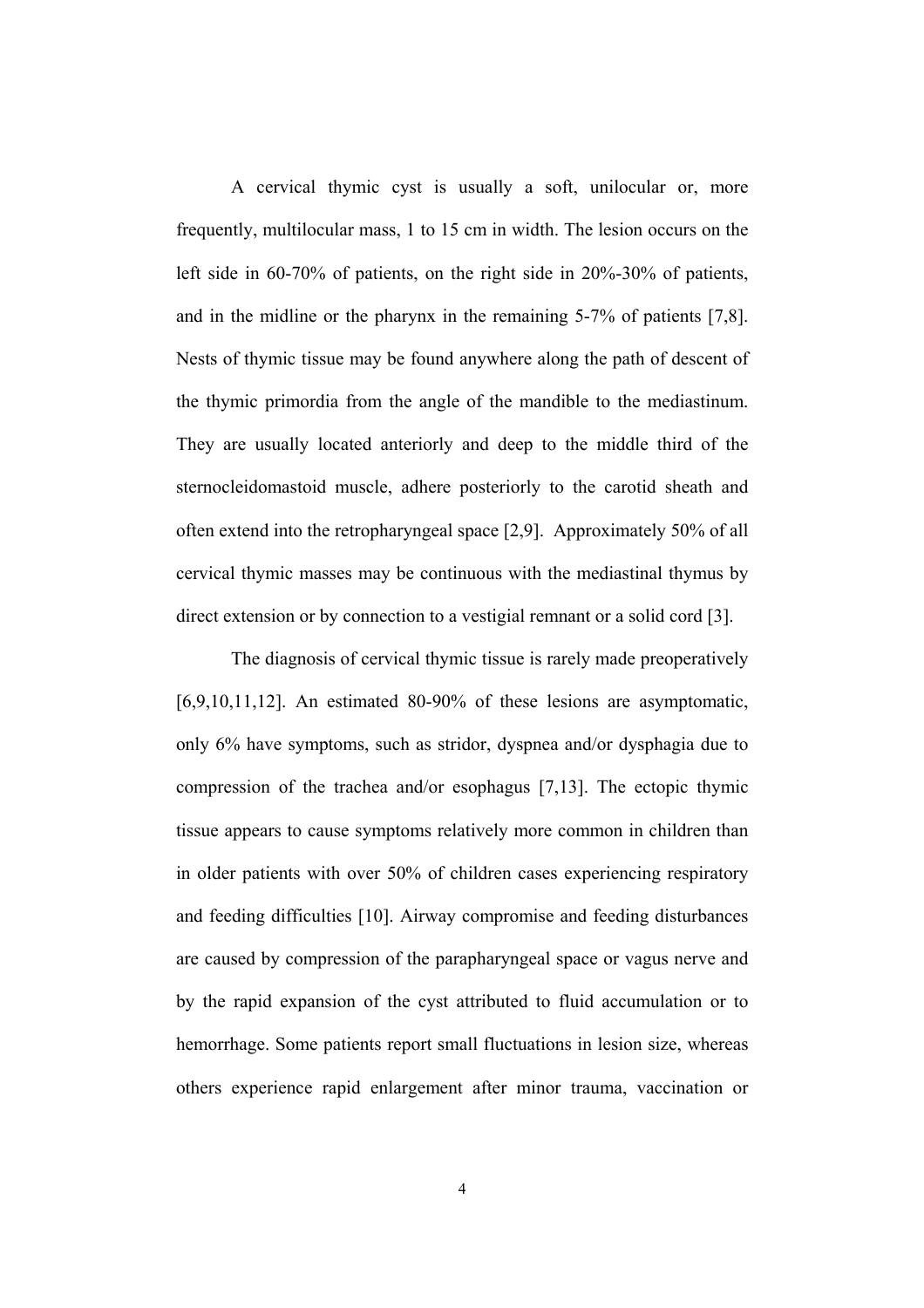A cervical thymic cyst is usually a soft, unilocular or, more frequently, multilocular mass, 1 to 15 cm in width. The lesion occurs on the left side in 60-70% of patients, on the right side in 20%-30% of patients, and in the midline or the pharynx in the remaining 5-7% of patients [7,8]. Nests of thymic tissue may be found anywhere along the path of descent of the thymic primordia from the angle of the mandible to the mediastinum. They are usually located anteriorly and deep to the middle third of the sternocleidomastoid muscle, adhere posteriorly to the carotid sheath and often extend into the retropharyngeal space [2,9]. Approximately 50% of all cervical thymic masses may be continuous with the mediastinal thymus by direct extension or by connection to a vestigial remnant or a solid cord [3].

The diagnosis of cervical thymic tissue is rarely made preoperatively [6,9,10,11,12]. An estimated 80-90% of these lesions are asymptomatic, only 6% have symptoms, such as stridor, dyspnea and/or dysphagia due to compression of the trachea and/or esophagus [7,13]. The ectopic thymic tissue appears to cause symptoms relatively more common in children than in older patients with over 50% of children cases experiencing respiratory and feeding difficulties [10]. Airway compromise and feeding disturbances are caused by compression of the parapharyngeal space or vagus nerve and by the rapid expansion of the cyst attributed to fluid accumulation or to hemorrhage. Some patients report small fluctuations in lesion size, whereas others experience rapid enlargement after minor trauma, vaccination or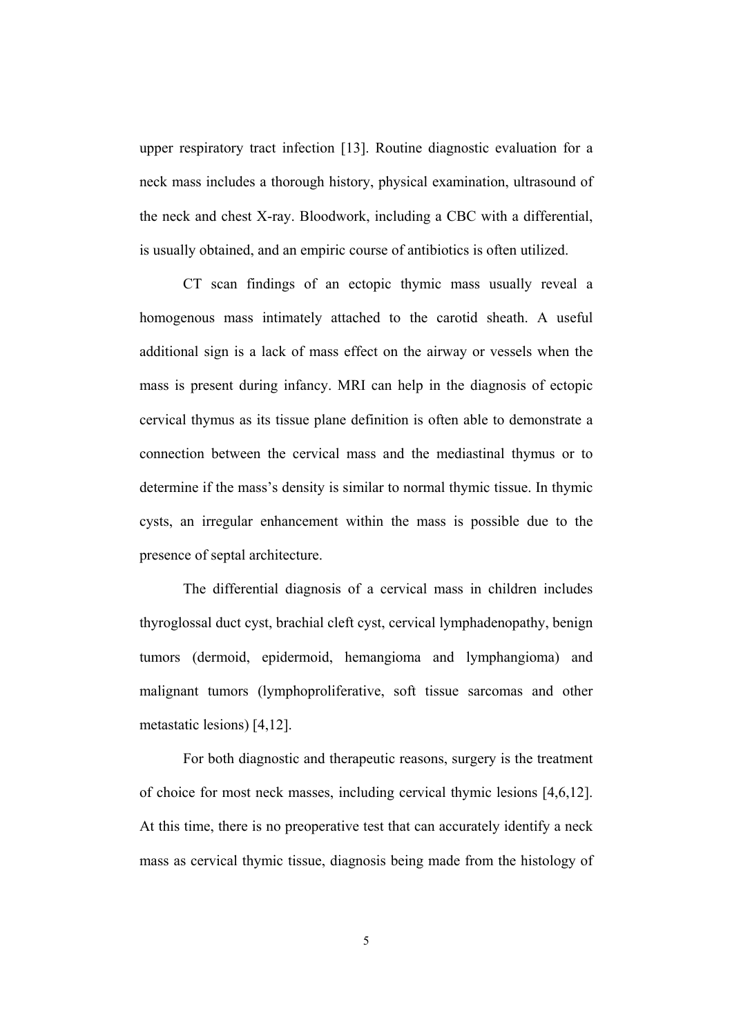upper respiratory tract infection [13]. Routine diagnostic evaluation for a neck mass includes a thorough history, physical examination, ultrasound of the neck and chest X-ray. Bloodwork, including a CBC with a differential, is usually obtained, and an empiric course of antibiotics is often utilized.

CT scan findings of an ectopic thymic mass usually reveal a homogenous mass intimately attached to the carotid sheath. A useful additional sign is a lack of mass effect on the airway or vessels when the mass is present during infancy. MRI can help in the diagnosis of ectopic cervical thymus as its tissue plane definition is often able to demonstrate a connection between the cervical mass and the mediastinal thymus or to determine if the mass's density is similar to normal thymic tissue. In thymic cysts, an irregular enhancement within the mass is possible due to the presence of septal architecture.

The differential diagnosis of a cervical mass in children includes thyroglossal duct cyst, brachial cleft cyst, cervical lymphadenopathy, benign tumors (dermoid, epidermoid, hemangioma and lymphangioma) and malignant tumors (lymphoproliferative, soft tissue sarcomas and other metastatic lesions) [4,12].

For both diagnostic and therapeutic reasons, surgery is the treatment of choice for most neck masses, including cervical thymic lesions [4,6,12]. At this time, there is no preoperative test that can accurately identify a neck mass as cervical thymic tissue, diagnosis being made from the histology of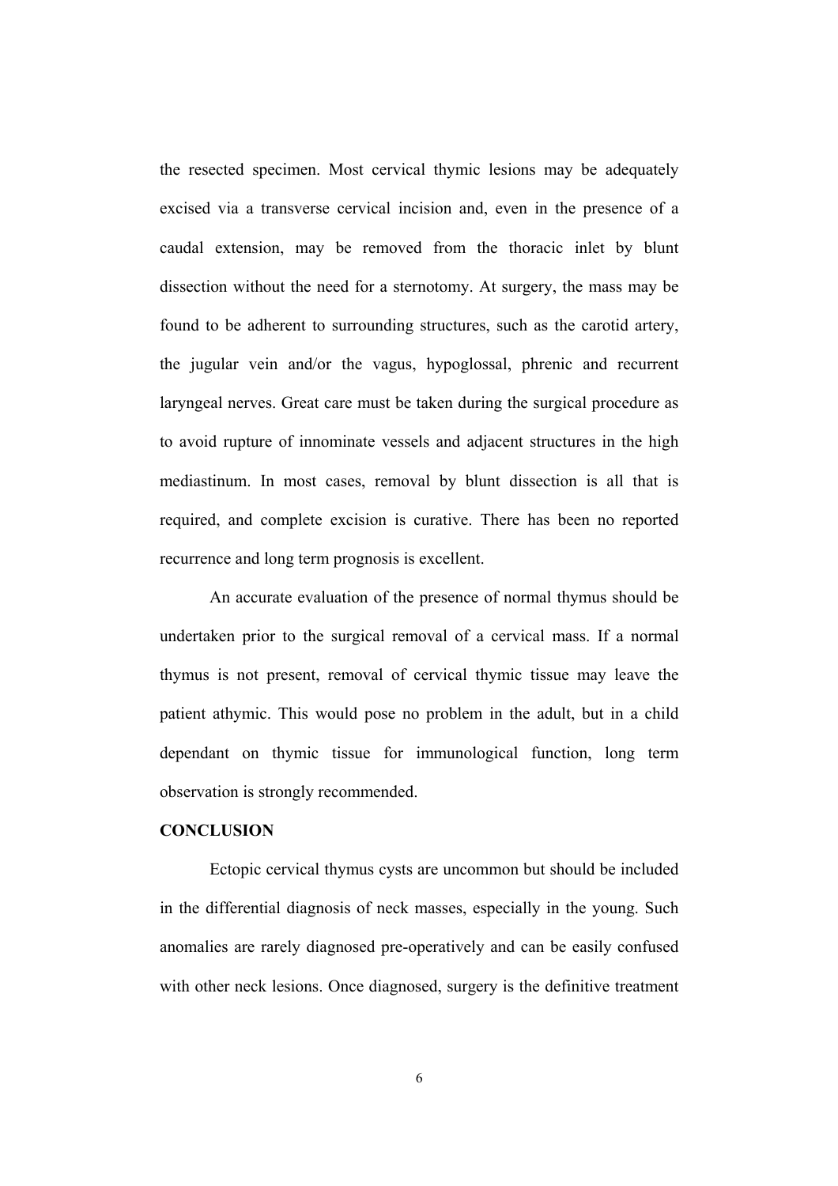the resected specimen. Most cervical thymic lesions may be adequately excised via a transverse cervical incision and, even in the presence of a caudal extension, may be removed from the thoracic inlet by blunt dissection without the need for a sternotomy. At surgery, the mass may be found to be adherent to surrounding structures, such as the carotid artery, the jugular vein and/or the vagus, hypoglossal, phrenic and recurrent laryngeal nerves. Great care must be taken during the surgical procedure as to avoid rupture of innominate vessels and adjacent structures in the high mediastinum. In most cases, removal by blunt dissection is all that is required, and complete excision is curative. There has been no reported recurrence and long term prognosis is excellent.

An accurate evaluation of the presence of normal thymus should be undertaken prior to the surgical removal of a cervical mass. If a normal thymus is not present, removal of cervical thymic tissue may leave the patient athymic. This would pose no problem in the adult, but in a child dependant on thymic tissue for immunological function, long term observation is strongly recommended.

## CONCLUSION

Ectopic cervical thymus cysts are uncommon but should be included in the differential diagnosis of neck masses, especially in the young. Such anomalies are rarely diagnosed pre-operatively and can be easily confused with other neck lesions. Once diagnosed, surgery is the definitive treatment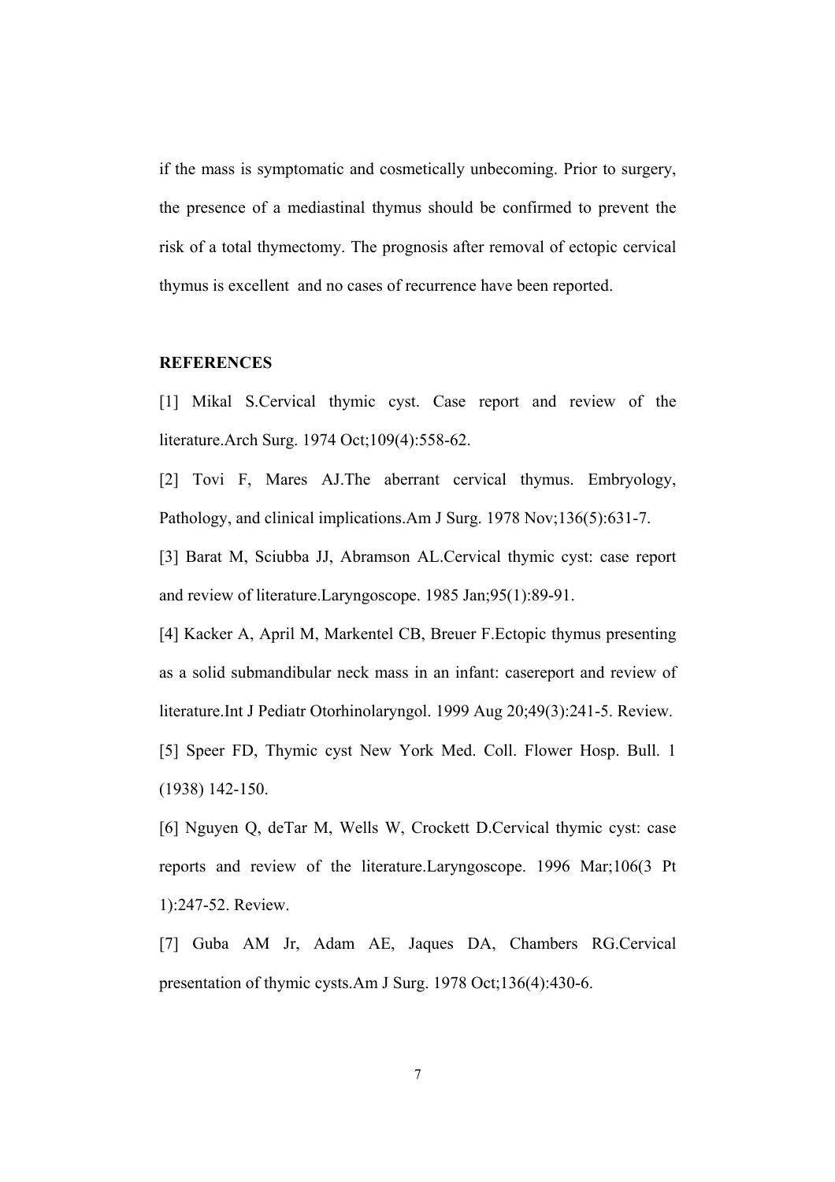if the mass is symptomatic and cosmetically unbecoming. Prior to surgery, the presence of a mediastinal thymus should be confirmed to prevent the risk of a total thymectomy. The prognosis after removal of ectopic cervical thymus is excellent and no cases of recurrence have been reported.

**REFERENCES**

[1] Mikal S.Cervical thymic cyst. Case report and review of the literature.Arch Surg. 1974 Oct;109(4):558-62.

[2] Tovi F, Mares AJ.The aberrant cervical thymus. Embryology, Pathology, and clinical implications.Am J Surg. 1978 Nov;136(5):631-7.

[3] Barat M, Sciubba JJ, Abramson AL.Cervical thymic cyst: case report and review of literature.Laryngoscope. 1985 Jan;95(1):89-91.

[4] Kacker A, April M, Markentel CB, Breuer F.Ectopic thymus presenting as a solid submandibular neck mass in an infant: casereport and review of literature.Int J Pediatr Otorhinolaryngol. 1999 Aug 20;49(3):241-5. Review.

[5] Speer FD, Thymic cyst New York Med. Coll. Flower Hosp. Bull. 1 (1938) 142-150.

[6] Nguyen Q, deTar M, Wells W, Crockett D.Cervical thymic cyst: case reports and review of the literature.Laryngoscope. 1996 Mar;106(3 Pt 1):247-52. Review.

[7] Guba AM Jr, Adam AE, Jaques DA, Chambers RG.Cervical presentation of thymic cysts.Am J Surg. 1978 Oct;136(4):430-6.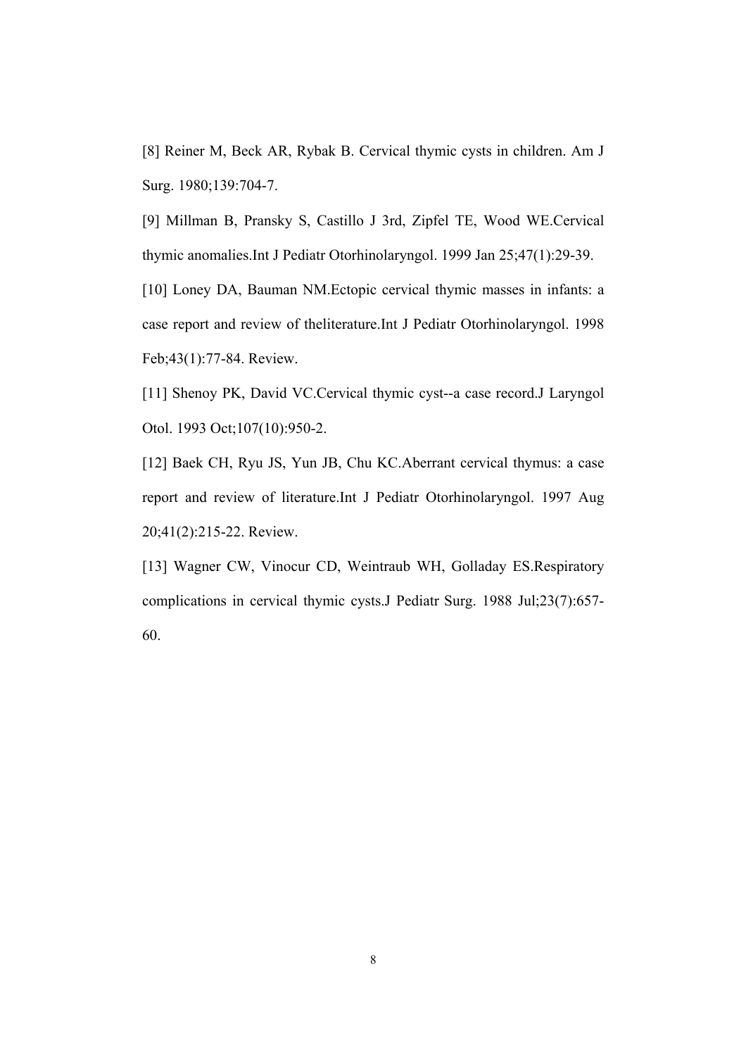[8] Reiner M, Beck AR, Rybak B. Cervical thymic cysts in children. Am J Surg. 1980;139:704-7.

[9] Millman B, Pransky S, Castillo J 3rd, Zipfel TE, Wood WE.Cervical thymic anomalies.Int J Pediatr Otorhinolaryngol. 1999 Jan 25;47(1):29-39.

[10] Loney DA, Bauman NM.Ectopic cervical thymic masses in infants: a case report and review of theliterature.Int J Pediatr Otorhinolaryngol. 1998 Feb;43(1):77-84. Review.

[11] Shenoy PK, David VC.Cervical thymic cyst--a case record.J Laryngol Otol. 1993 Oct;107(10):950-2.

[12] Baek CH, Ryu JS, Yun JB, Chu KC.Aberrant cervical thymus: a case report and review of literature.Int J Pediatr Otorhinolaryngol. 1997 Aug 20;41(2):215-22. Review.

[13] Wagner CW, Vinocur CD, Weintraub WH, Golladay ES.Respiratory complications in cervical thymic cysts.J Pediatr Surg. 1988 Jul;23(7):657-60.